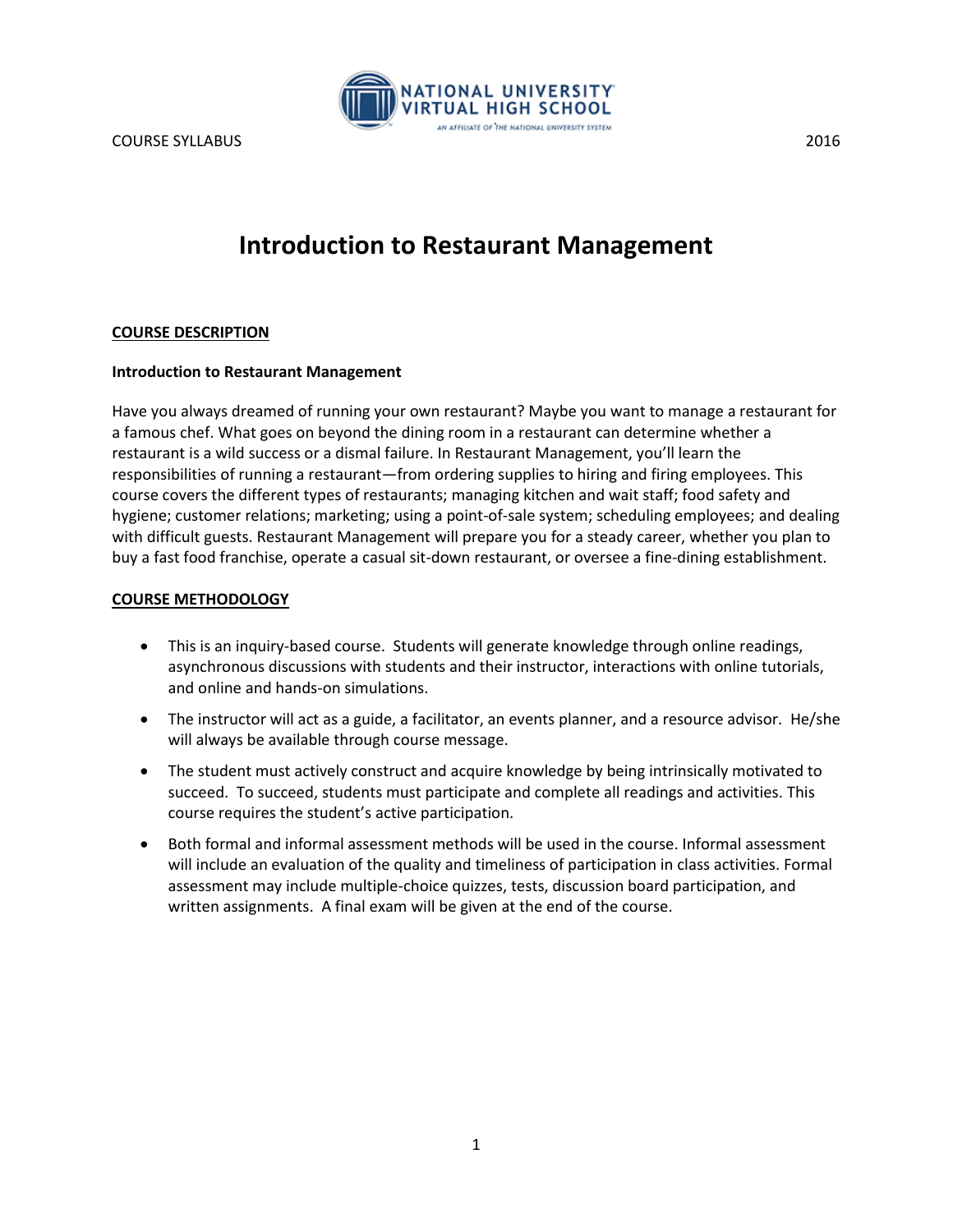COURSE SYLLABUS 2016

# Introduction to Restaurant Management

## COURSE DESCRIPTION

**Introduction to Restaurant Management**

Have you always dreamed of running your own restaurant? Maybe you want to manage a restaurant for a famous chef. What goes on beyond the dining room in a restaurant can determine whether a restaurant is a wild success or a dismal failure. In Restaurant Management, you'll learn the responsibilities of running a restaurant—from ordering supplies to hiring and firing employees. This course covers the different types of restaurants; managing kitchen and wait staff; food safety and hygiene; customer relations; marketing; using a point-of-sale system; scheduling employees; and dealing with difficult guests. Restaurant Management will prepare you for a steady career, whether you plan to buy a fast food franchise, operate a casual sit-down restaurant, or oversee a fine-dining establishment.

## COURSE METHODOLOGY

- This is an inquiry-based course. Students will generate knowledge through online readings, asynchronous discussions with students and their instructor, interactions with online tutorials, and online and hands-on simulations.
- The instructor will act as a guide, a facilitator, an events planner, and a resource advisor. He/she will always be available through course message.
- The student must actively construct and acquire knowledge by being intrinsically motivated to succeed. To succeed, students must participate and complete all readings and activities. This course requires the student's active participation.
- Both formal and informal assessment methods will be used in the course. Informal assessment will include an evaluation of the quality and timeliness of participation in class activities. Formal assessment may include multiple-choice quizzes, tests, discussion board participation, and written assignments. A final exam will be given at the end of the course.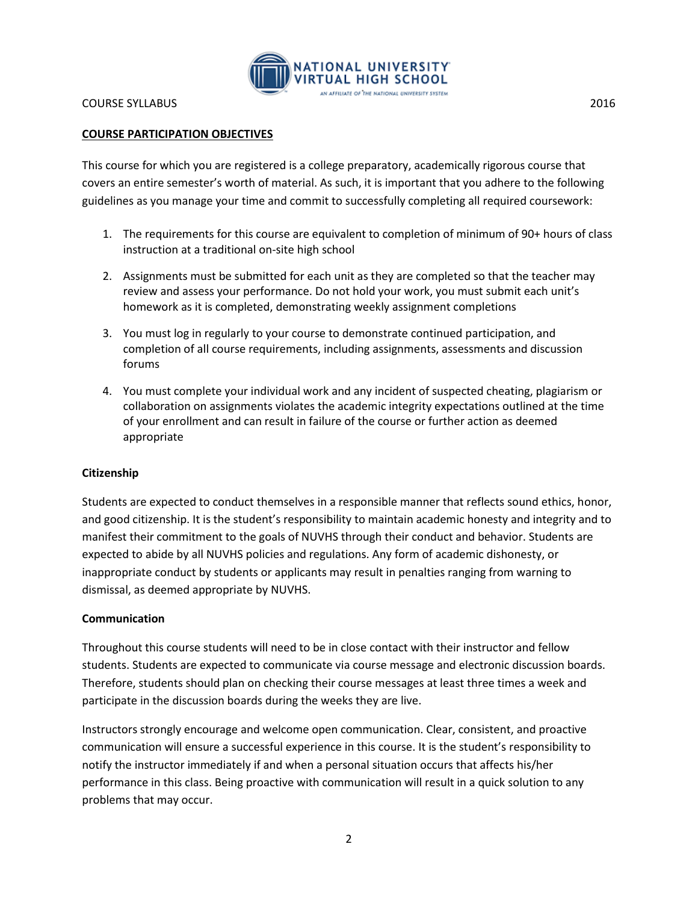## COURSE PARTICIPATION OBJECTIVES

This course for which you are registered is a college preparatory, academically rigorous course that covers an entire semester's worth of material. As such, it is important that you adhere to the following guidelines as you manage your time and commit to successfully completing all required coursework:

1. The requirements for this course are equivalent to completion of minimum of 90+ hours of class instruction at a traditional on-site high school
2. Assignments must be submitted for each unit as they are completed so that the teacher may review and assess your performance. Do not hold your work, you must submit each unit's homework as it is completed, demonstrating weekly assignment completions
3. You must log in regularly to your course to demonstrate continued participation, and completion of all course requirements, including assignments, assessments and discussion forums
4. You must complete your individual work and any incident of suspected cheating, plagiarism or collaboration on assignments violates the academic integrity expectations outlined at the time of your enrollment and can result in failure of the course or further action as deemed appropriate

### Citizenship

Students are expected to conduct themselves in a responsible manner that reflects sound ethics, honor, and good citizenship. It is the student's responsibility to maintain academic honesty and integrity and to manifest their commitment to the goals of NUVHS through their conduct and behavior. Students are expected to abide by all NUVHS policies and regulations. Any form of academic dishonesty, or inappropriate conduct by students or applicants may result in penalties ranging from warning to dismissal, as deemed appropriate by NUVHS.

### Communication

Throughout this course students will need to be in close contact with their instructor and fellow students. Students are expected to communicate via course message and electronic discussion boards. Therefore, students should plan on checking their course messages at least three times a week and participate in the discussion boards during the weeks they are live.

Instructors strongly encourage and welcome open communication. Clear, consistent, and proactive communication will ensure a successful experience in this course. It is the student's responsibility to notify the instructor immediately if and when a personal situation occurs that affects his/her performance in this class. Being proactive with communication will result in a quick solution to any problems that may occur.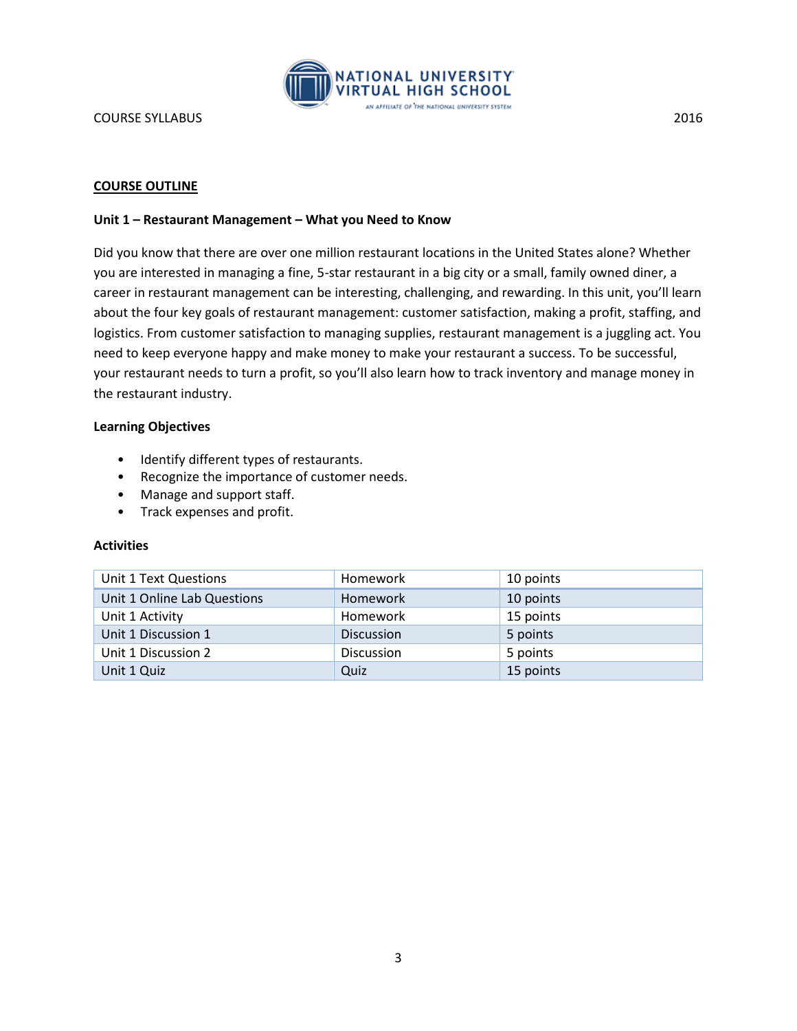## COURSE OUTLINE

### Unit 1 – Restaurant Management – What you Need to Know

Did you know that there are over one million restaurant locations in the United States alone? Whether you are interested in managing a fine, 5-star restaurant in a big city or a small, family owned diner, a career in restaurant management can be interesting, challenging, and rewarding. In this unit, you'll learn about the four key goals of restaurant management: customer satisfaction, making a profit, staffing, and logistics. From customer satisfaction to managing supplies, restaurant management is a juggling act. You need to keep everyone happy and make money to make your restaurant a success. To be successful, your restaurant needs to turn a profit, so you'll also learn how to track inventory and manage money in the restaurant industry.

**Learning Objectives**

- Identify different types of restaurants.
- Recognize the importance of customer needs.
- Manage and support staff.
- Track expenses and profit.

**Activities**

| Unit 1 Text Questions | Homework | 10 points |
|---|---|---|
| Unit 1 Online Lab Questions | Homework | 10 points |
| Unit 1 Activity | Homework | 15 points |
| Unit 1 Discussion 1 | Discussion | 5 points |
| Unit 1 Discussion 2 | Discussion | 5 points |
| Unit 1 Quiz | Quiz | 15 points |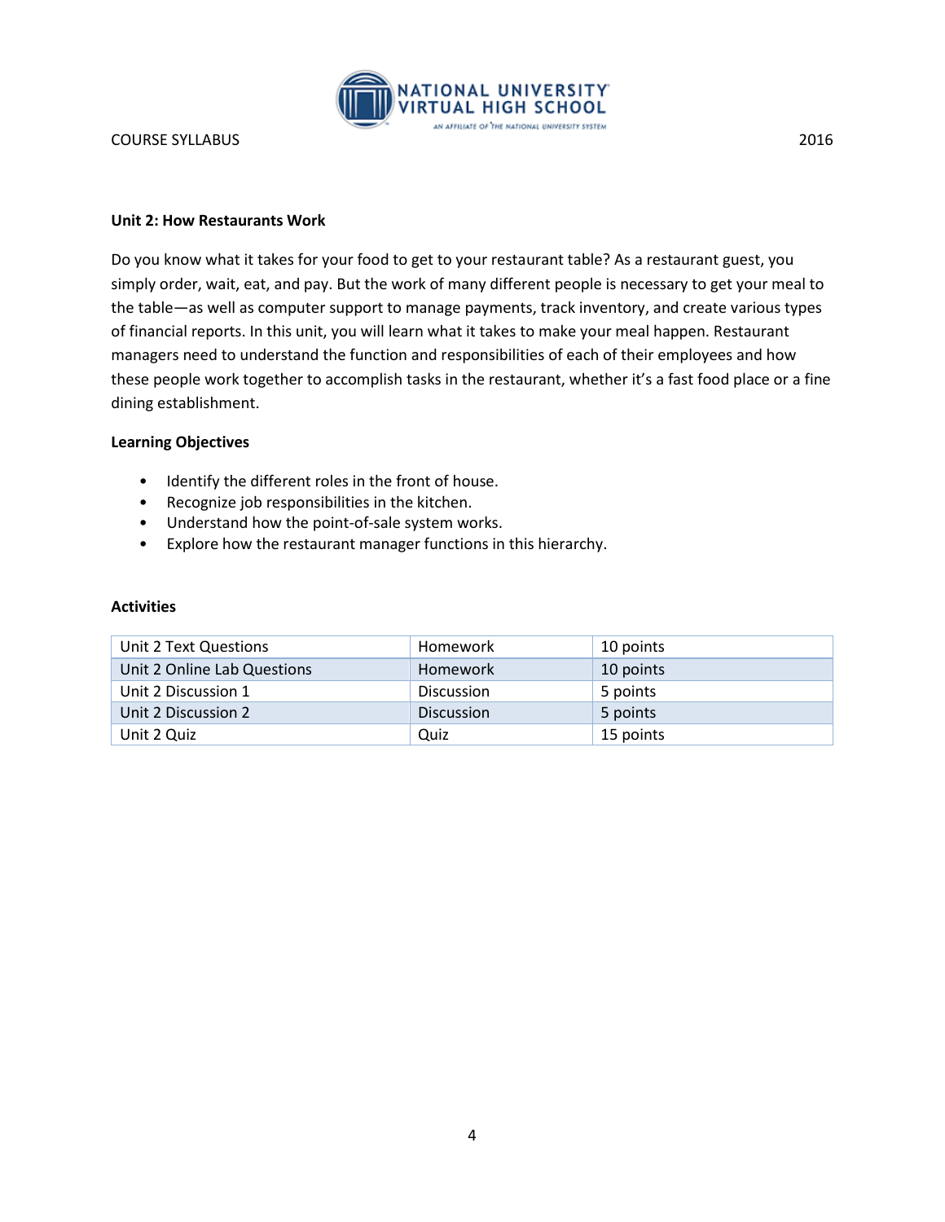## Unit 2: How Restaurants Work

Do you know what it takes for your food to get to your restaurant table? As a restaurant guest, you simply order, wait, eat, and pay. But the work of many different people is necessary to get your meal to the table—as well as computer support to manage payments, track inventory, and create various types of financial reports. In this unit, you will learn what it takes to make your meal happen. Restaurant managers need to understand the function and responsibilities of each of their employees and how these people work together to accomplish tasks in the restaurant, whether it's a fast food place or a fine dining establishment.

### Learning Objectives

- Identify the different roles in the front of house.
- Recognize job responsibilities in the kitchen.
- Understand how the point-of-sale system works.
- Explore how the restaurant manager functions in this hierarchy.

### Activities

| | | |
|---|---|---|
| Unit 2 Text Questions | Homework | 10 points |
| Unit 2 Online Lab Questions | Homework | 10 points |
| Unit 2 Discussion 1 | Discussion | 5 points |
| Unit 2 Discussion 2 | Discussion | 5 points |
| Unit 2 Quiz | Quiz | 15 points |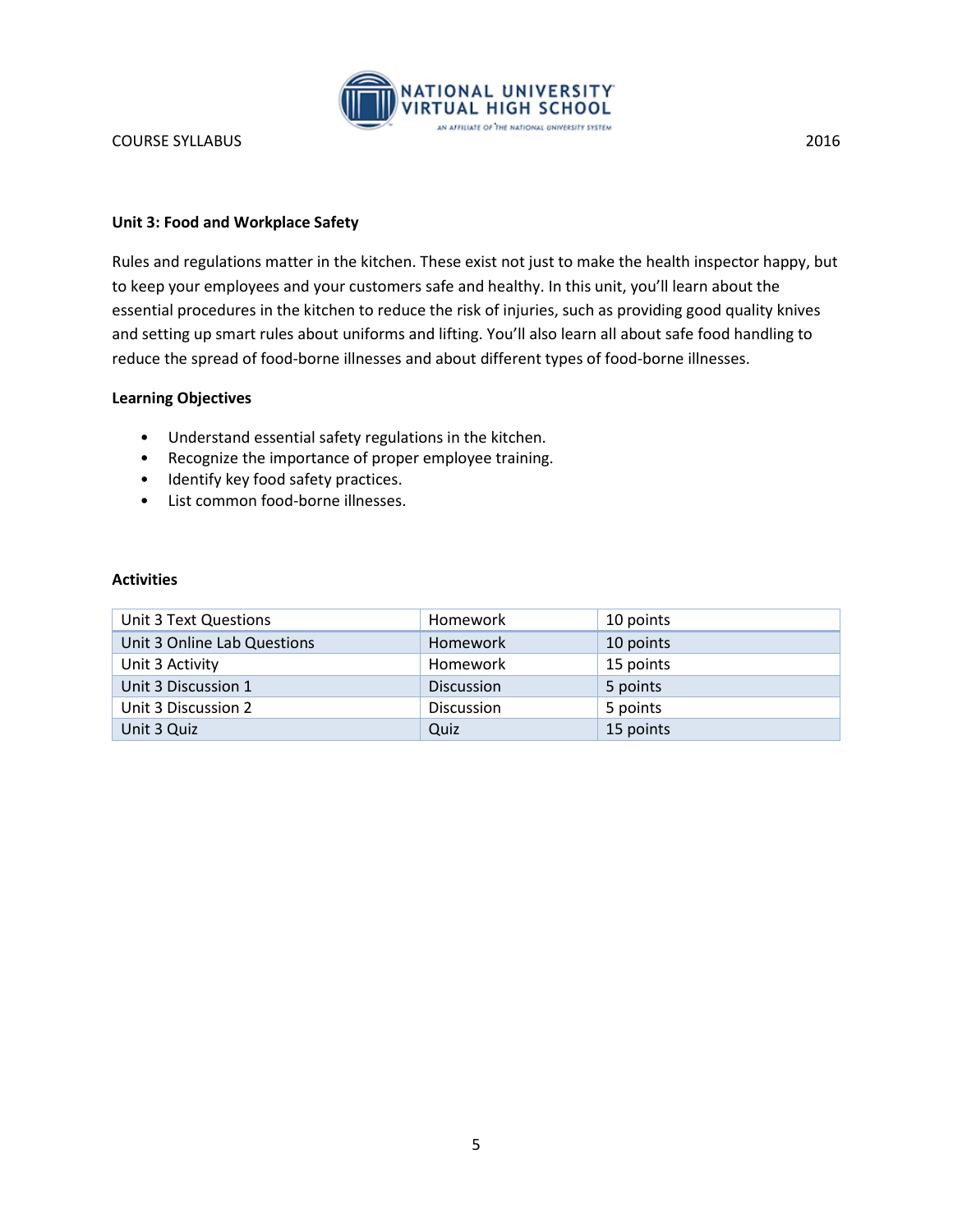### Unit 3: Food and Workplace Safety

Rules and regulations matter in the kitchen. These exist not just to make the health inspector happy, but to keep your employees and your customers safe and healthy. In this unit, you'll learn about the essential procedures in the kitchen to reduce the risk of injuries, such as providing good quality knives and setting up smart rules about uniforms and lifting. You'll also learn all about safe food handling to reduce the spread of food-borne illnesses and about different types of food-borne illnesses.

#### Learning Objectives

- Understand essential safety regulations in the kitchen.
- Recognize the importance of proper employee training.
- Identify key food safety practices.
- List common food-borne illnesses.

#### Activities

| | | |
|---|---|---|
| Unit 3 Text Questions | Homework | 10 points |
| Unit 3 Online Lab Questions | Homework | 10 points |
| Unit 3 Activity | Homework | 15 points |
| Unit 3 Discussion 1 | Discussion | 5 points |
| Unit 3 Discussion 2 | Discussion | 5 points |
| Unit 3 Quiz | Quiz | 15 points |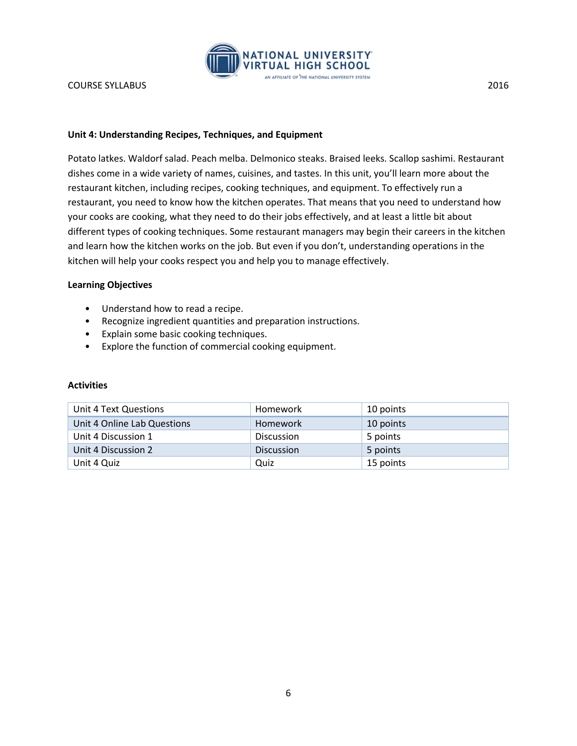### Unit 4: Understanding Recipes, Techniques, and Equipment

Potato latkes. Waldorf salad. Peach melba. Delmonico steaks. Braised leeks. Scallop sashimi. Restaurant dishes come in a wide variety of names, cuisines, and tastes. In this unit, you'll learn more about the restaurant kitchen, including recipes, cooking techniques, and equipment. To effectively run a restaurant, you need to know how the kitchen operates. That means that you need to understand how your cooks are cooking, what they need to do their jobs effectively, and at least a little bit about different types of cooking techniques. Some restaurant managers may begin their careers in the kitchen and learn how the kitchen works on the job. But even if you don't, understanding operations in the kitchen will help your cooks respect you and help you to manage effectively.

**Learning Objectives**

- Understand how to read a recipe.
- Recognize ingredient quantities and preparation instructions.
- Explain some basic cooking techniques.
- Explore the function of commercial cooking equipment.

**Activities**

| Unit 4 Text Questions | Homework | 10 points |
|---|---|---|
| Unit 4 Online Lab Questions | Homework | 10 points |
| Unit 4 Discussion 1 | Discussion | 5 points |
| Unit 4 Discussion 2 | Discussion | 5 points |
| Unit 4 Quiz | Quiz | 15 points |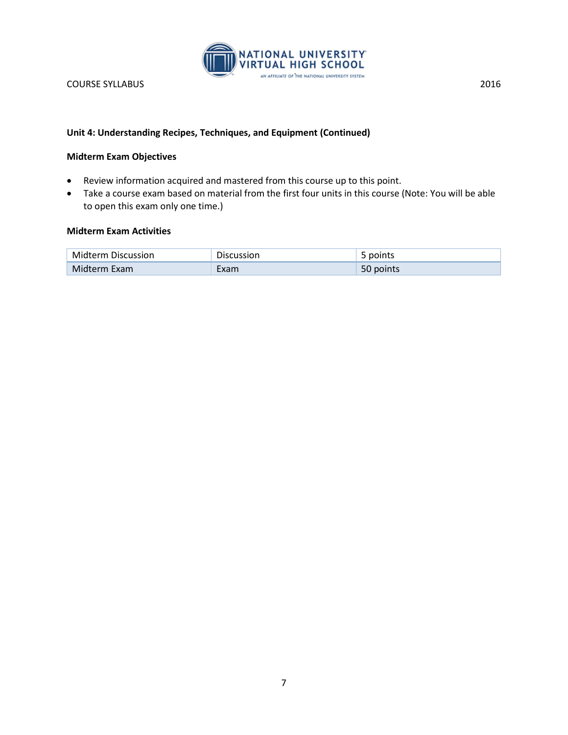### Unit 4: Understanding Recipes, Techniques, and Equipment (Continued)

**Midterm Exam Objectives**

- Review information acquired and mastered from this course up to this point.
- Take a course exam based on material from the first four units in this course (Note: You will be able to open this exam only one time.)

**Midterm Exam Activities**

| | | |
|---|---|---|
| Midterm Discussion | Discussion | 5 points |
| Midterm Exam | Exam | 50 points |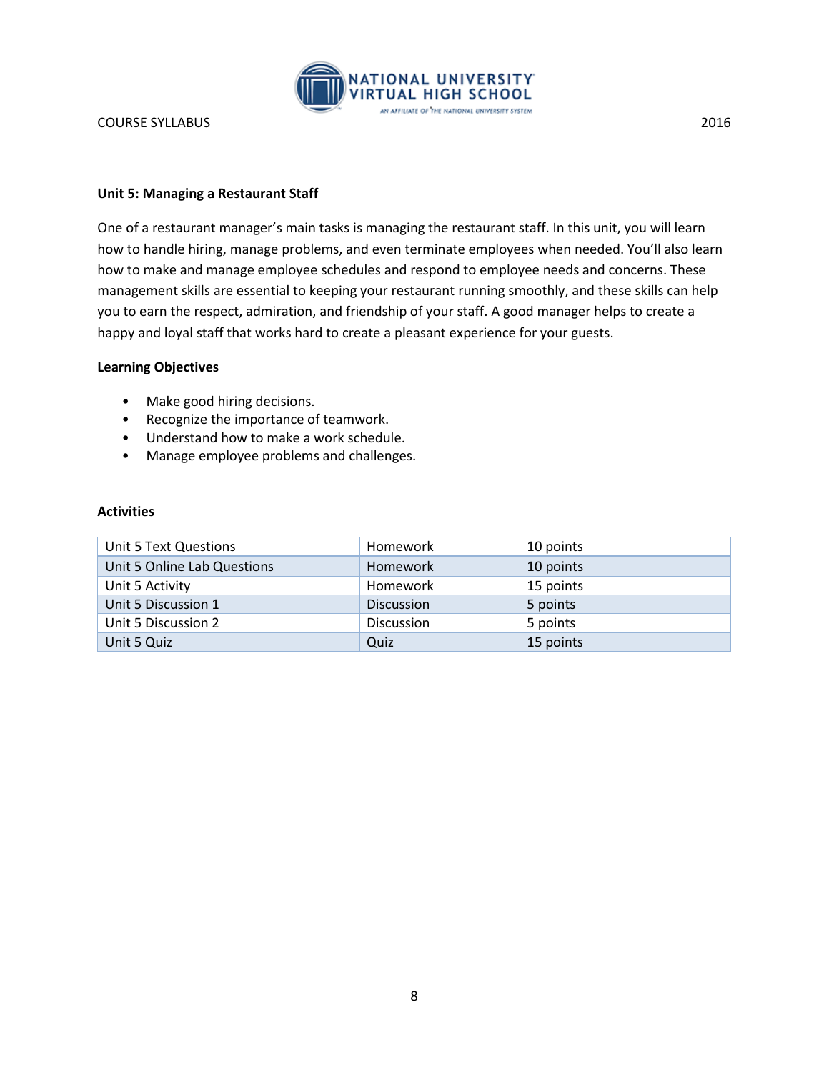**Unit 5: Managing a Restaurant Staff**

One of a restaurant manager's main tasks is managing the restaurant staff. In this unit, you will learn how to handle hiring, manage problems, and even terminate employees when needed. You'll also learn how to make and manage employee schedules and respond to employee needs and concerns. These management skills are essential to keeping your restaurant running smoothly, and these skills can help you to earn the respect, admiration, and friendship of your staff. A good manager helps to create a happy and loyal staff that works hard to create a pleasant experience for your guests.

**Learning Objectives**

- Make good hiring decisions.
- Recognize the importance of teamwork.
- Understand how to make a work schedule.
- Manage employee problems and challenges.

**Activities**

| Unit 5 Text Questions | Homework | 10 points |
|---|---|---|
| Unit 5 Online Lab Questions | Homework | 10 points |
| Unit 5 Activity | Homework | 15 points |
| Unit 5 Discussion 1 | Discussion | 5 points |
| Unit 5 Discussion 2 | Discussion | 5 points |
| Unit 5 Quiz | Quiz | 15 points |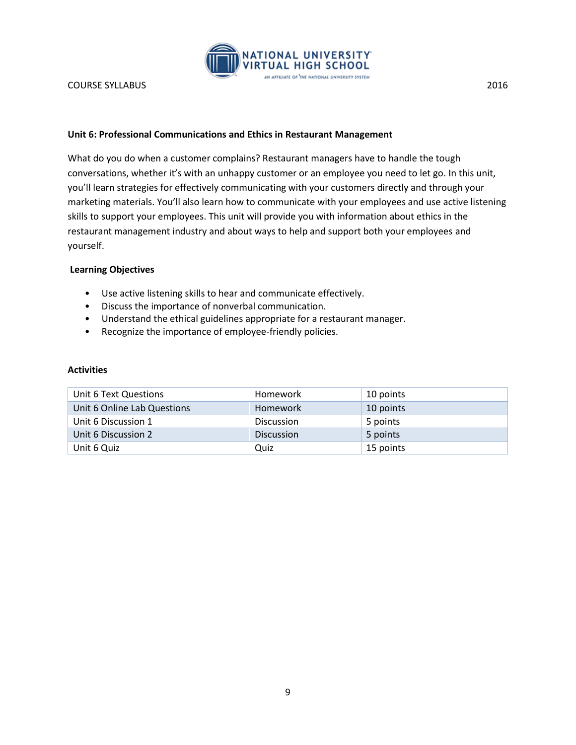## Unit 6: Professional Communications and Ethics in Restaurant Management

What do you do when a customer complains? Restaurant managers have to handle the tough conversations, whether it's with an unhappy customer or an employee you need to let go. In this unit, you'll learn strategies for effectively communicating with your customers directly and through your marketing materials. You'll also learn how to communicate with your employees and use active listening skills to support your employees. This unit will provide you with information about ethics in the restaurant management industry and about ways to help and support both your employees and yourself.

### Learning Objectives

- Use active listening skills to hear and communicate effectively.
- Discuss the importance of nonverbal communication.
- Understand the ethical guidelines appropriate for a restaurant manager.
- Recognize the importance of employee-friendly policies.

### Activities

| Activity | Type | Points |
|---|---|---|
| Unit 6 Text Questions | Homework | 10 points |
| Unit 6 Online Lab Questions | Homework | 10 points |
| Unit 6 Discussion 1 | Discussion | 5 points |
| Unit 6 Discussion 2 | Discussion | 5 points |
| Unit 6 Quiz | Quiz | 15 points |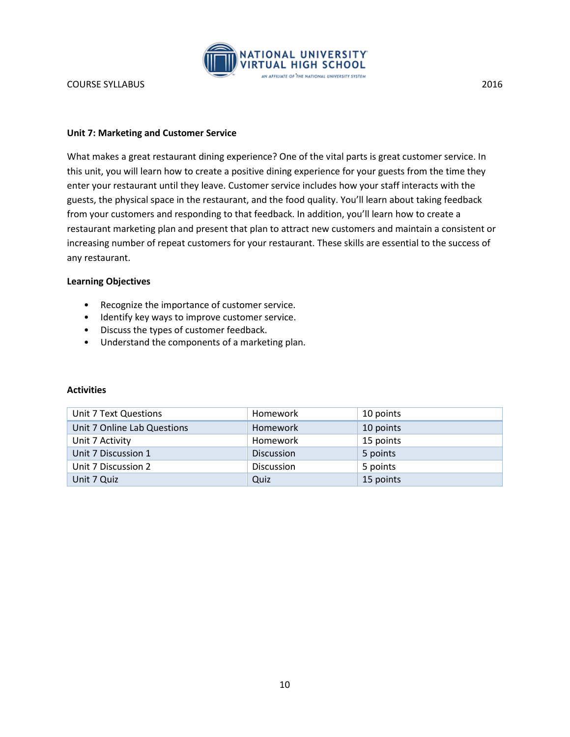**Unit 7: Marketing and Customer Service**

What makes a great restaurant dining experience? One of the vital parts is great customer service. In this unit, you will learn how to create a positive dining experience for your guests from the time they enter your restaurant until they leave. Customer service includes how your staff interacts with the guests, the physical space in the restaurant, and the food quality. You'll learn about taking feedback from your customers and responding to that feedback. In addition, you'll learn how to create a restaurant marketing plan and present that plan to attract new customers and maintain a consistent or increasing number of repeat customers for your restaurant. These skills are essential to the success of any restaurant.

**Learning Objectives**

- Recognize the importance of customer service.
- Identify key ways to improve customer service.
- Discuss the types of customer feedback.
- Understand the components of a marketing plan.

**Activities**

| Unit 7 Text Questions | Homework | 10 points |
|---|---|---|
| Unit 7 Online Lab Questions | Homework | 10 points |
| Unit 7 Activity | Homework | 15 points |
| Unit 7 Discussion 1 | Discussion | 5 points |
| Unit 7 Discussion 2 | Discussion | 5 points |
| Unit 7 Quiz | Quiz | 15 points |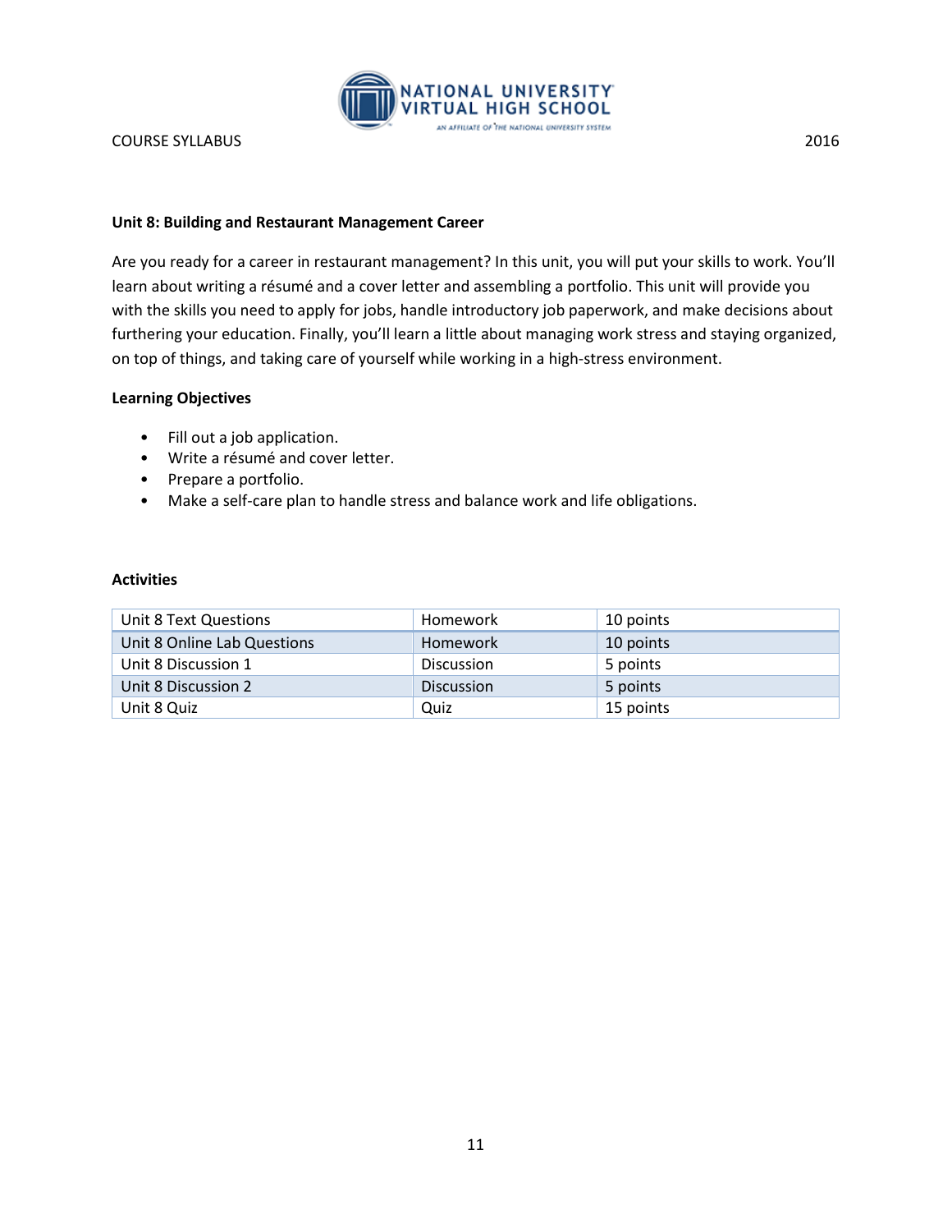**Unit 8: Building and Restaurant Management Career**

Are you ready for a career in restaurant management? In this unit, you will put your skills to work. You'll learn about writing a résumé and a cover letter and assembling a portfolio. This unit will provide you with the skills you need to apply for jobs, handle introductory job paperwork, and make decisions about furthering your education. Finally, you'll learn a little about managing work stress and staying organized, on top of things, and taking care of yourself while working in a high-stress environment.

**Learning Objectives**

- Fill out a job application.
- Write a résumé and cover letter.
- Prepare a portfolio.
- Make a self-care plan to handle stress and balance work and life obligations.

**Activities**

| Activity | Type | Points |
|---|---|---|
| Unit 8 Text Questions | Homework | 10 points |
| Unit 8 Online Lab Questions | Homework | 10 points |
| Unit 8 Discussion 1 | Discussion | 5 points |
| Unit 8 Discussion 2 | Discussion | 5 points |
| Unit 8 Quiz | Quiz | 15 points |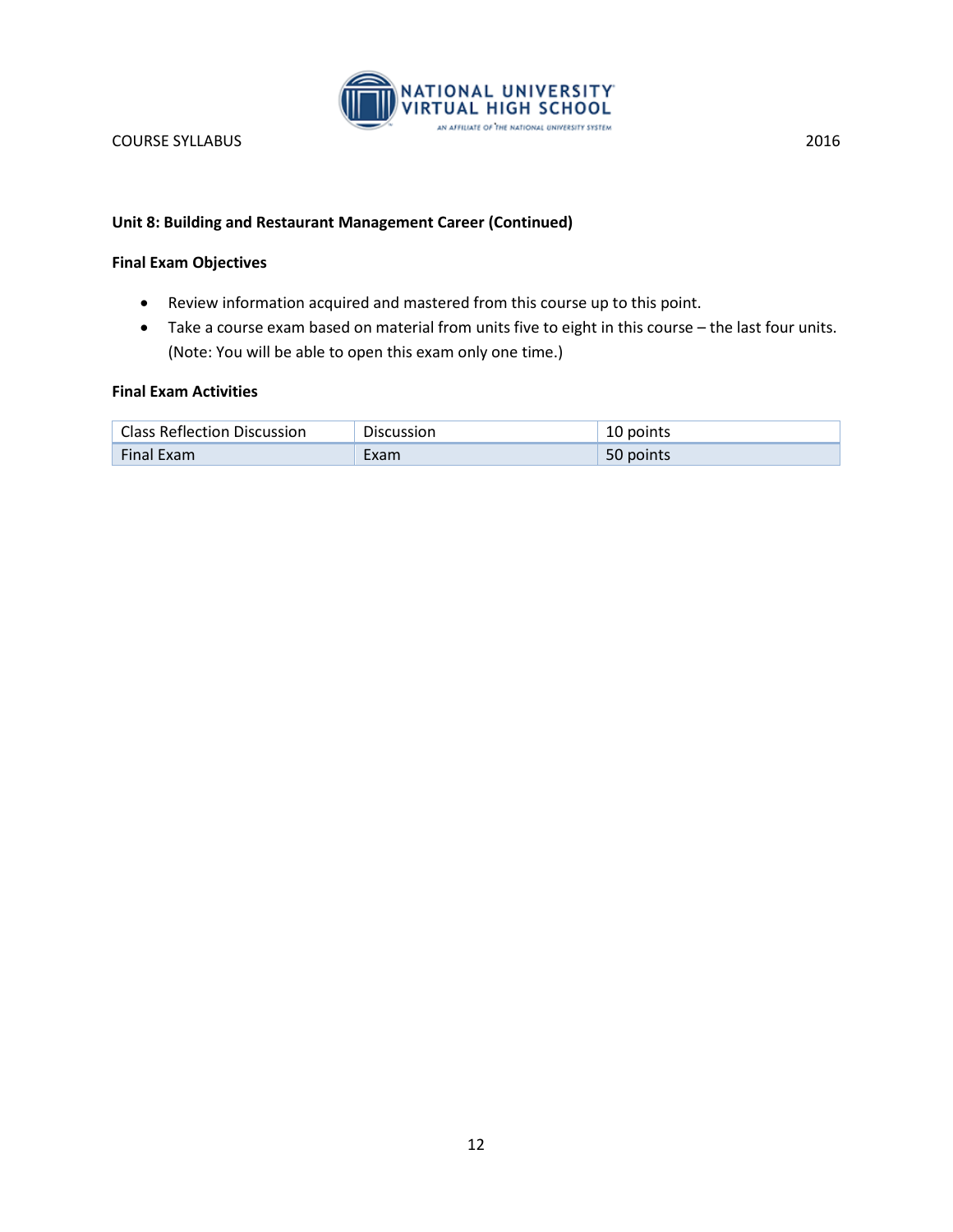### Unit 8: Building and Restaurant Management Career (Continued)

**Final Exam Objectives**

- Review information acquired and mastered from this course up to this point.
- Take a course exam based on material from units five to eight in this course – the last four units. (Note: You will be able to open this exam only one time.)

**Final Exam Activities**

| Class Reflection Discussion | Discussion | 10 points |
|---|---|---|
| Final Exam | Exam | 50 points |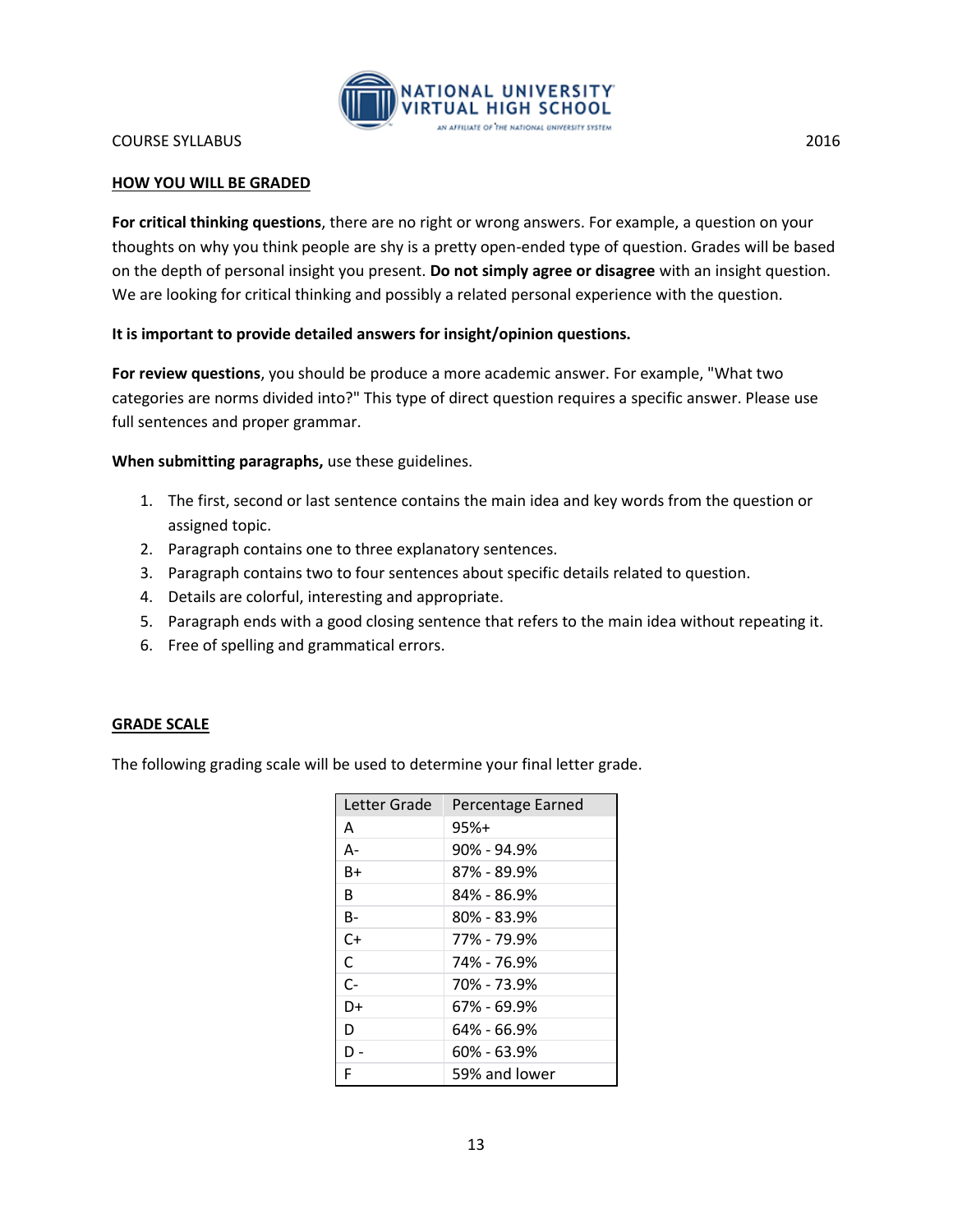## HOW YOU WILL BE GRADED

**For critical thinking questions**, there are no right or wrong answers. For example, a question on your thoughts on why you think people are shy is a pretty open-ended type of question. Grades will be based on the depth of personal insight you present. **Do not simply agree or disagree** with an insight question. We are looking for critical thinking and possibly a related personal experience with the question.

**It is important to provide detailed answers for insight/opinion questions.**

**For review questions**, you should be produce a more academic answer. For example, "What two categories are norms divided into?" This type of direct question requires a specific answer. Please use full sentences and proper grammar.

**When submitting paragraphs,** use these guidelines.

1. The first, second or last sentence contains the main idea and key words from the question or assigned topic.
2. Paragraph contains one to three explanatory sentences.
3. Paragraph contains two to four sentences about specific details related to question.
4. Details are colorful, interesting and appropriate.
5. Paragraph ends with a good closing sentence that refers to the main idea without repeating it.
6. Free of spelling and grammatical errors.

## GRADE SCALE

The following grading scale will be used to determine your final letter grade.

| Letter Grade | Percentage Earned |
|---|---|
| A | 95%+ |
| A- | 90% - 94.9% |
| B+ | 87% - 89.9% |
| B | 84% - 86.9% |
| B- | 80% - 83.9% |
| C+ | 77% - 79.9% |
| C | 74% - 76.9% |
| C- | 70% - 73.9% |
| D+ | 67% - 69.9% |
| D | 64% - 66.9% |
| D - | 60% - 63.9% |
| F | 59% and lower |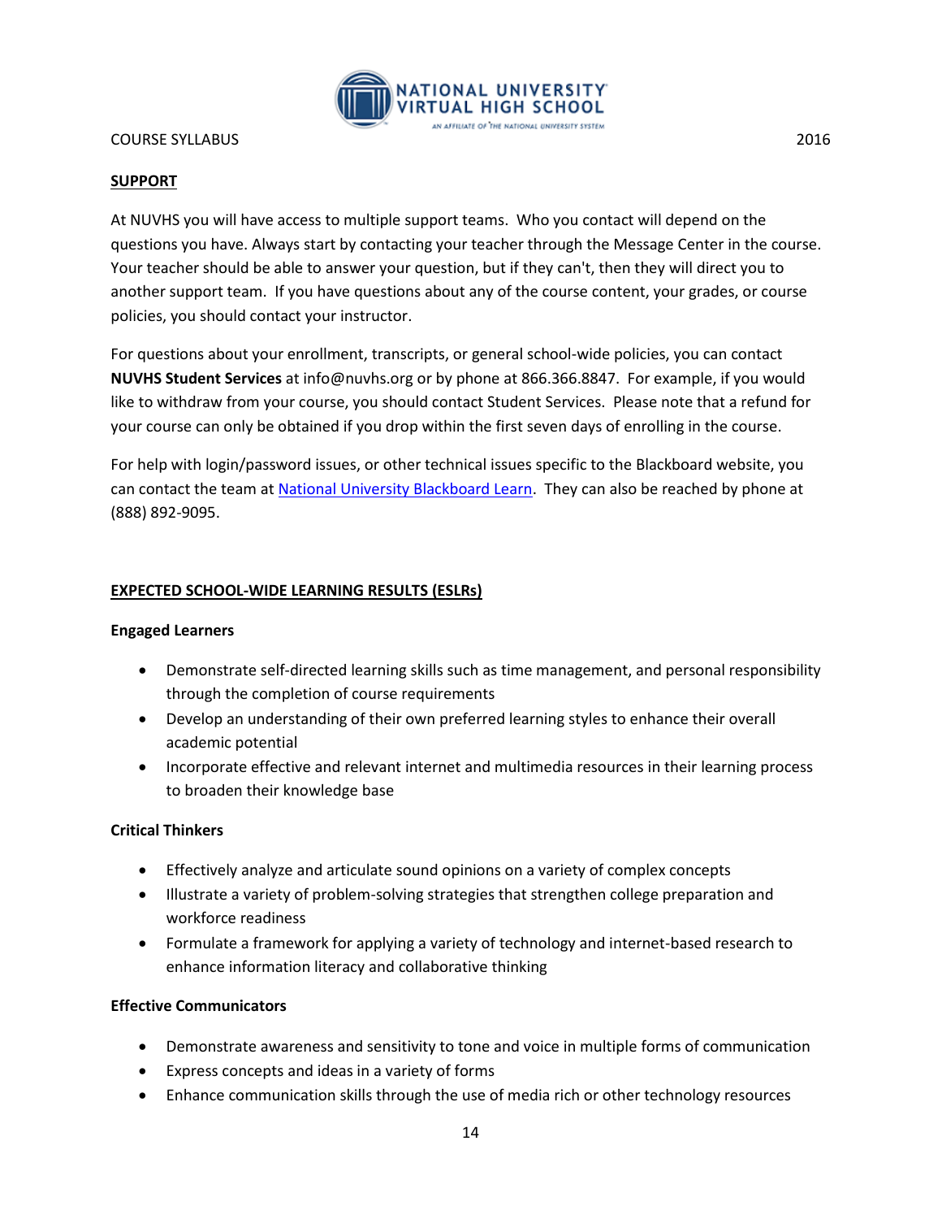## SUPPORT

At NUVHS you will have access to multiple support teams. Who you contact will depend on the questions you have. Always start by contacting your teacher through the Message Center in the course. Your teacher should be able to answer your question, but if they can't, then they will direct you to another support team. If you have questions about any of the course content, your grades, or course policies, you should contact your instructor.

For questions about your enrollment, transcripts, or general school-wide policies, you can contact **NUVHS Student Services** at info@nuvhs.org or by phone at 866.366.8847. For example, if you would like to withdraw from your course, you should contact Student Services. Please note that a refund for your course can only be obtained if you drop within the first seven days of enrolling in the course.

For help with login/password issues, or other technical issues specific to the Blackboard website, you can contact the team at National University Blackboard Learn. They can also be reached by phone at (888) 892-9095.

## EXPECTED SCHOOL-WIDE LEARNING RESULTS (ESLRs)

**Engaged Learners**

- Demonstrate self-directed learning skills such as time management, and personal responsibility through the completion of course requirements
- Develop an understanding of their own preferred learning styles to enhance their overall academic potential
- Incorporate effective and relevant internet and multimedia resources in their learning process to broaden their knowledge base

**Critical Thinkers**

- Effectively analyze and articulate sound opinions on a variety of complex concepts
- Illustrate a variety of problem-solving strategies that strengthen college preparation and workforce readiness
- Formulate a framework for applying a variety of technology and internet-based research to enhance information literacy and collaborative thinking

**Effective Communicators**

- Demonstrate awareness and sensitivity to tone and voice in multiple forms of communication
- Express concepts and ideas in a variety of forms
- Enhance communication skills through the use of media rich or other technology resources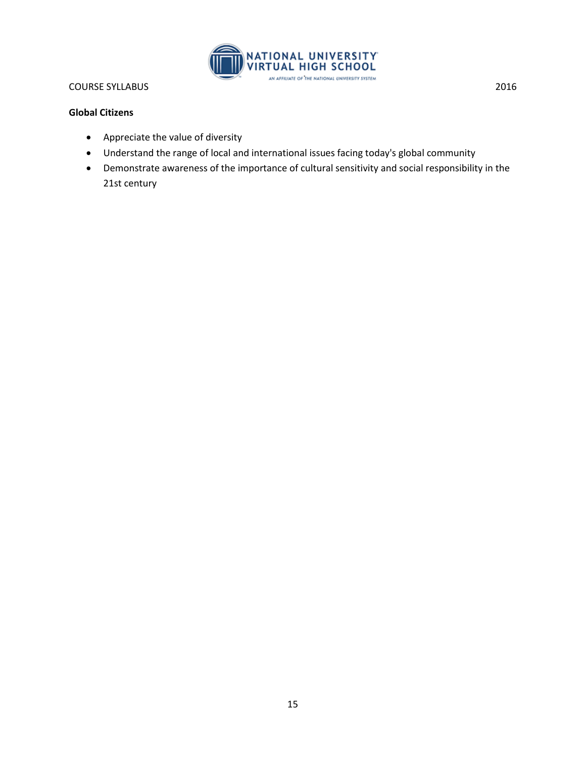**Global Citizens**

- Appreciate the value of diversity
- Understand the range of local and international issues facing today's global community
- Demonstrate awareness of the importance of cultural sensitivity and social responsibility in the 21st century